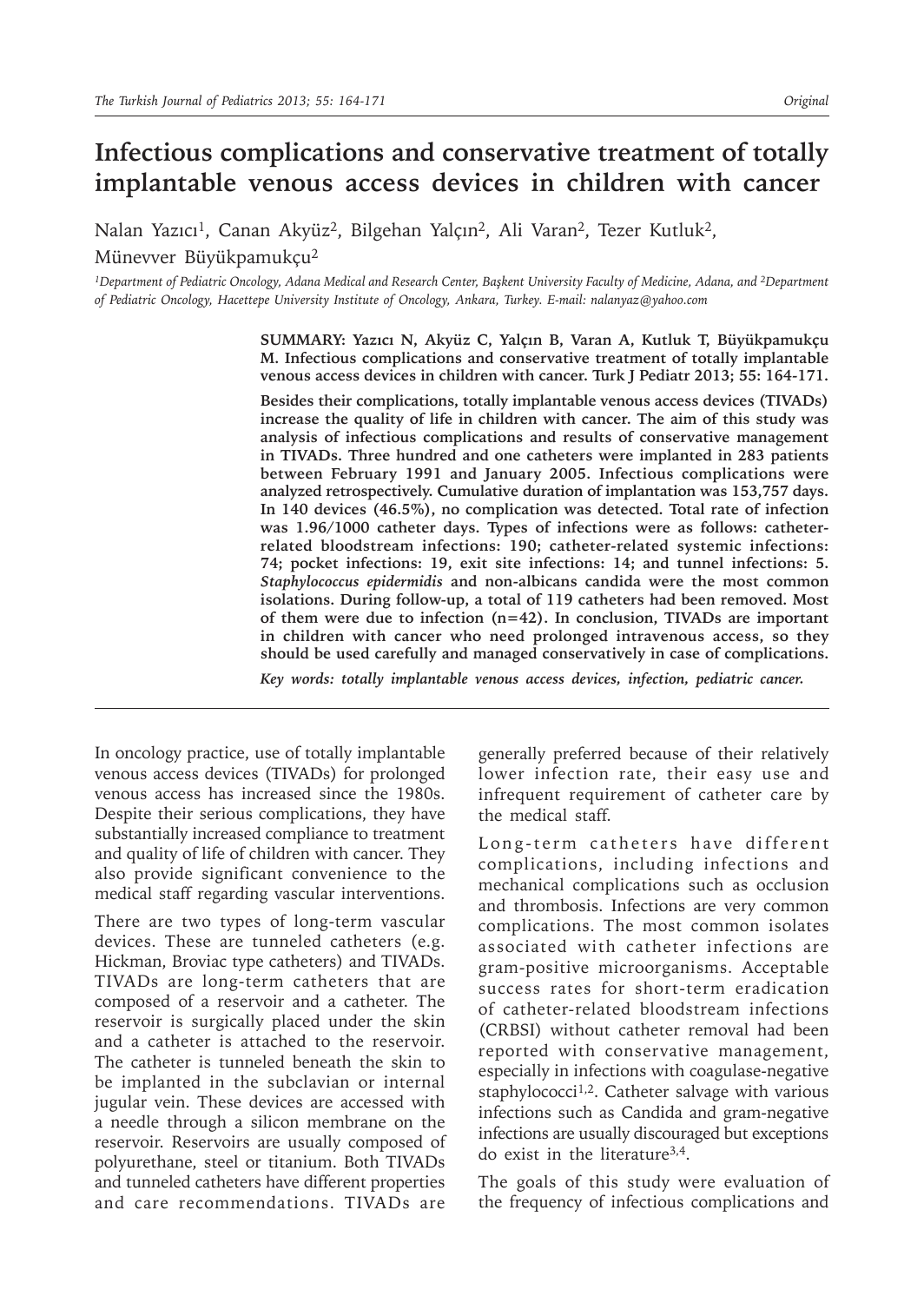# Infectious complications and conservative treatment of totally implantable venous access devices in children with cancer

Nalan Yazıcı[1], Canan Akyüz[2], Bilgehan Yalçın[2], Ali Varan[2], Tezer Kutluk[2], Münevver Büyükpamukçu[2]

[1]Department of Pediatric Oncology, Adana Medical and Research Center, Başkent University Faculty of Medicine, Adana, and [2]Department of Pediatric Oncology, Hacettepe University Institute of Oncology, Ankara, Turkey. E-mail: nalanyaz@yahoo.com

**SUMMARY: Yazıcı N, Akyüz C, Yalçın B, Varan A, Kutluk T, Büyükpamukçu M. Infectious complications and conservative treatment of totally implantable venous access devices in children with cancer. Turk J Pediatr 2013; 55: 164-171.**

**Besides their complications, totally implantable venous access devices (TIVADs) increase the quality of life in children with cancer. The aim of this study was analysis of infectious complications and results of conservative management in TIVADs. Three hundred and one catheters were implanted in 283 patients between February 1991 and January 2005. Infectious complications were analyzed retrospectively. Cumulative duration of implantation was 153,757 days. In 140 devices (46.5%), no complication was detected. Total rate of infection was 1.96/1000 catheter days. Types of infections were as follows: catheter-related bloodstream infections: 190; catheter-related systemic infections: 74; pocket infections: 19, exit site infections: 14; and tunnel infections: 5. *Staphylococcus epidermidis* and non-albicans candida were the most common isolations. During follow-up, a total of 119 catheters had been removed. Most of them were due to infection (n=42). In conclusion, TIVADs are important in children with cancer who need prolonged intravenous access, so they should be used carefully and managed conservatively in case of complications.**

***Key words: totally implantable venous access devices, infection, pediatric cancer.***

In oncology practice, use of totally implantable venous access devices (TIVADs) for prolonged venous access has increased since the 1980s. Despite their serious complications, they have substantially increased compliance to treatment and quality of life of children with cancer. They also provide significant convenience to the medical staff regarding vascular interventions.

There are two types of long-term vascular devices. These are tunneled catheters (e.g. Hickman, Broviac type catheters) and TIVADs. TIVADs are long-term catheters that are composed of a reservoir and a catheter. The reservoir is surgically placed under the skin and a catheter is attached to the reservoir. The catheter is tunneled beneath the skin to be implanted in the subclavian or internal jugular vein. These devices are accessed with a needle through a silicon membrane on the reservoir. Reservoirs are usually composed of polyurethane, steel or titanium. Both TIVADs and tunneled catheters have different properties and care recommendations. TIVADs are generally preferred because of their relatively lower infection rate, their easy use and infrequent requirement of catheter care by the medical staff.

Long-term catheters have different complications, including infections and mechanical complications such as occlusion and thrombosis. Infections are very common complications. The most common isolates associated with catheter infections are gram-positive microorganisms. Acceptable success rates for short-term eradication of catheter-related bloodstream infections (CRBSI) without catheter removal had been reported with conservative management, especially in infections with coagulase-negative staphylococci[1,2]. Catheter salvage with various infections such as Candida and gram-negative infections are usually discouraged but exceptions do exist in the literature[3,4].

The goals of this study were evaluation of the frequency of infectious complications and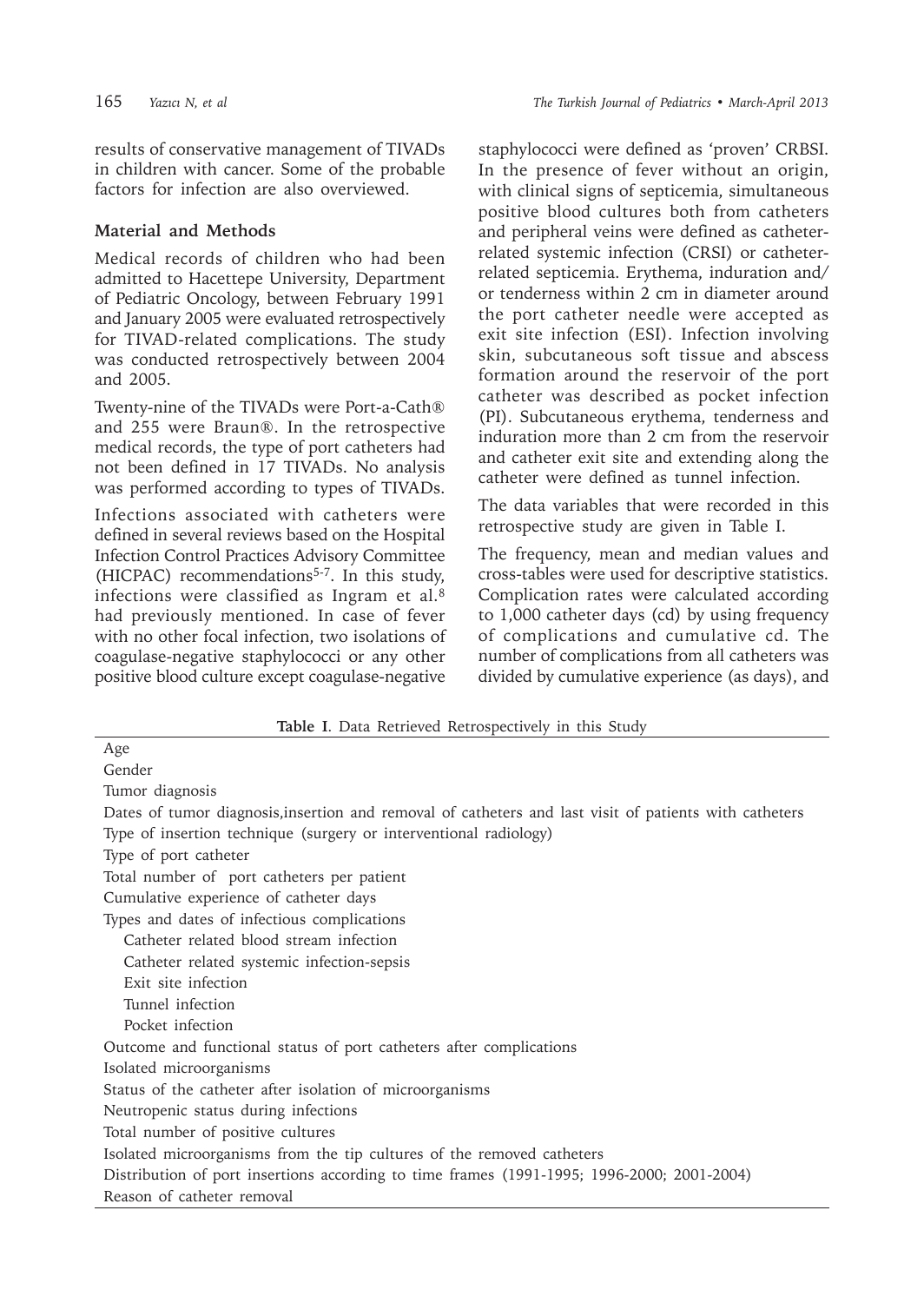results of conservative management of TIVADs in children with cancer. Some of the probable factors for infection are also overviewed.

## Material and Methods

Medical records of children who had been admitted to Hacettepe University, Department of Pediatric Oncology, between February 1991 and January 2005 were evaluated retrospectively for TIVAD-related complications. The study was conducted retrospectively between 2004 and 2005.

Twenty-nine of the TIVADs were Port-a-Cath® and 255 were Braun®. In the retrospective medical records, the type of port catheters had not been defined in 17 TIVADs. No analysis was performed according to types of TIVADs.

Infections associated with catheters were defined in several reviews based on the Hospital Infection Control Practices Advisory Committee (HICPAC) recommendations[5-7]. In this study, infections were classified as Ingram et al.[8] had previously mentioned. In case of fever with no other focal infection, two isolations of coagulase-negative staphylococci or any other positive blood culture except coagulase-negative staphylococci were defined as 'proven' CRBSI. In the presence of fever without an origin, with clinical signs of septicemia, simultaneous positive blood cultures both from catheters and peripheral veins were defined as catheter-related systemic infection (CRSI) or catheter-related septicemia. Erythema, induration and/or tenderness within 2 cm in diameter around the port catheter needle were accepted as exit site infection (ESI). Infection involving skin, subcutaneous soft tissue and abscess formation around the reservoir of the port catheter was described as pocket infection (PI). Subcutaneous erythema, tenderness and induration more than 2 cm from the reservoir and catheter exit site and extending along the catheter were defined as tunnel infection.

The data variables that were recorded in this retrospective study are given in Table I.

The frequency, mean and median values and cross-tables were used for descriptive statistics. Complication rates were calculated according to 1,000 catheter days (cd) by using frequency of complications and cumulative cd. The number of complications from all catheters was divided by cumulative experience (as days), and

**Table I**. Data Retrieved Retrospectively in this Study

| |
|---|
| Age |
| Gender |
| Tumor diagnosis |
| Dates of tumor diagnosis,insertion and removal of catheters and last visit of patients with catheters |
| Type of insertion technique (surgery or interventional radiology) |
| Type of port catheter |
| Total number of port catheters per patient |
| Cumulative experience of catheter days |
| Types and dates of infectious complications |
| Catheter related blood stream infection |
| Catheter related systemic infection-sepsis |
| Exit site infection |
| Tunnel infection |
| Pocket infection |
| Outcome and functional status of port catheters after complications |
| Isolated microorganisms |
| Status of the catheter after isolation of microorganisms |
| Neutropenic status during infections |
| Total number of positive cultures |
| Isolated microorganisms from the tip cultures of the removed catheters |
| Distribution of port insertions according to time frames (1991-1995; 1996-2000; 2001-2004) |
| Reason of catheter removal |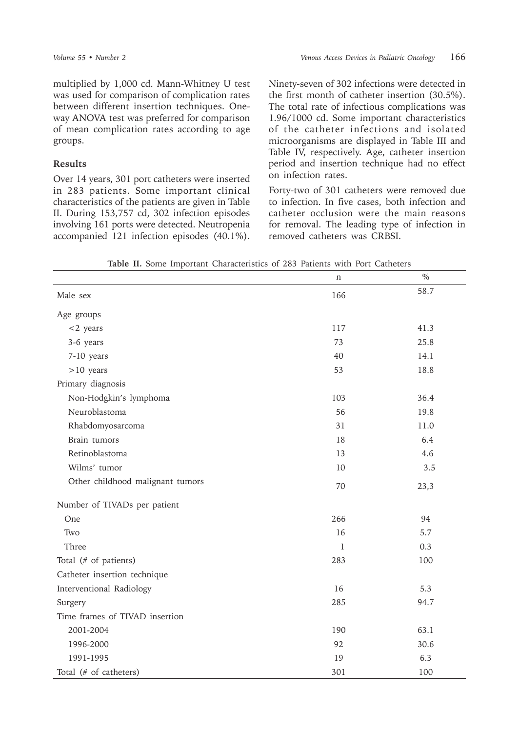multiplied by 1,000 cd. Mann-Whitney U test was used for comparison of complication rates between different insertion techniques. One-way ANOVA test was preferred for comparison of mean complication rates according to age groups.

### Results

Over 14 years, 301 port catheters were inserted in 283 patients. Some important clinical characteristics of the patients are given in Table II. During 153,757 cd, 302 infection episodes involving 161 ports were detected. Neutropenia accompanied 121 infection episodes (40.1%). Ninety-seven of 302 infections were detected in the first month of catheter insertion (30.5%). The total rate of infectious complications was 1.96/1000 cd. Some important characteristics of the catheter infections and isolated microorganisms are displayed in Table III and Table IV, respectively. Age, catheter insertion period and insertion technique had no effect on infection rates.

Forty-two of 301 catheters were removed due to infection. In five cases, both infection and catheter occlusion were the main reasons for removal. The leading type of infection in removed catheters was CRBSI.

**Table II.** Some Important Characteristics of 283 Patients with Port Catheters

| | n | % |
|---|---|---|
| Male sex | 166 | 58.7 |
| Age groups | | |
| <2 years | 117 | 41.3 |
| 3-6 years | 73 | 25.8 |
| 7-10 years | 40 | 14.1 |
| >10 years | 53 | 18.8 |
| Primary diagnosis | | |
| Non-Hodgkin's lymphoma | 103 | 36.4 |
| Neuroblastoma | 56 | 19.8 |
| Rhabdomyosarcoma | 31 | 11.0 |
| Brain tumors | 18 | 6.4 |
| Retinoblastoma | 13 | 4.6 |
| Wilms' tumor | 10 | 3.5 |
| Other childhood malignant tumors | 70 | 23,3 |
| Number of TIVADs per patient | | |
| One | 266 | 94 |
| Two | 16 | 5.7 |
| Three | 1 | 0.3 |
| Total (# of patients) | 283 | 100 |
| Catheter insertion technique | | |
| Interventional Radiology | 16 | 5.3 |
| Surgery | 285 | 94.7 |
| Time frames of TIVAD insertion | | |
| 2001-2004 | 190 | 63.1 |
| 1996-2000 | 92 | 30.6 |
| 1991-1995 | 19 | 6.3 |
| Total (# of catheters) | 301 | 100 |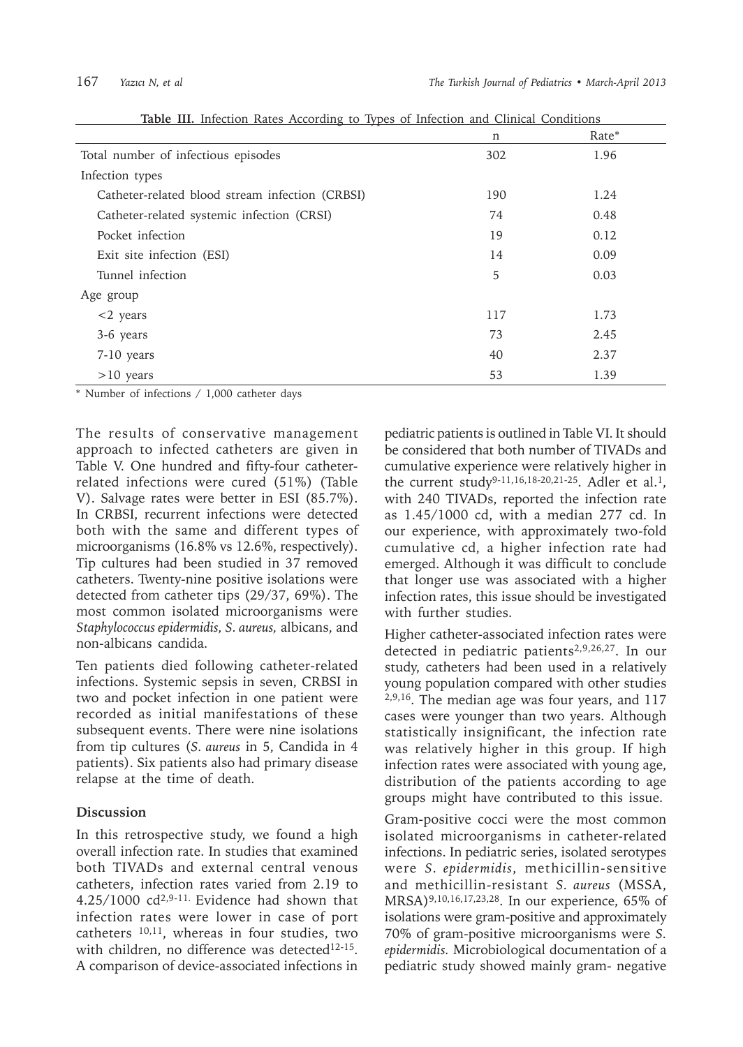**Table III.** Infection Rates According to Types of Infection and Clinical Conditions

| | n | Rate* |
|---|---|---|
| Total number of infectious episodes | 302 | 1.96 |
| Infection types | | |
| Catheter-related blood stream infection (CRBSI) | 190 | 1.24 |
| Catheter-related systemic infection (CRSI) | 74 | 0.48 |
| Pocket infection | 19 | 0.12 |
| Exit site infection (ESI) | 14 | 0.09 |
| Tunnel infection | 5 | 0.03 |
| Age group | | |
| <2 years | 117 | 1.73 |
| 3-6 years | 73 | 2.45 |
| 7-10 years | 40 | 2.37 |
| >10 years | 53 | 1.39 |

* Number of infections / 1,000 catheter days

The results of conservative management approach to infected catheters are given in Table V. One hundred and fifty-four catheter-related infections were cured (51%) (Table V). Salvage rates were better in ESI (85.7%). In CRBSI, recurrent infections were detected both with the same and different types of microorganisms (16.8% vs 12.6%, respectively). Tip cultures had been studied in 37 removed catheters. Twenty-nine positive isolations were detected from catheter tips (29/37, 69%). The most common isolated microorganisms were *Staphylococcus epidermidis, S. aureus,* albicans, and non-albicans candida.

Ten patients died following catheter-related infections. Systemic sepsis in seven, CRBSI in two and pocket infection in one patient were recorded as initial manifestations of these subsequent events. There were nine isolations from tip cultures (*S. aureus* in 5, Candida in 4 patients). Six patients also had primary disease relapse at the time of death.

## Discussion

In this retrospective study, we found a high overall infection rate. In studies that examined both TIVADs and external central venous catheters, infection rates varied from 2.19 to 4.25/1000 cd[2,9-11]. Evidence had shown that infection rates were lower in case of port catheters [10,11], whereas in four studies, two with children, no difference was detected[12-15]. A comparison of device-associated infections in pediatric patients is outlined in Table VI. It should be considered that both number of TIVADs and cumulative experience were relatively higher in the current study[9-11,16,18-20,21-25]. Adler et al.[1], with 240 TIVADs, reported the infection rate as 1.45/1000 cd, with a median 277 cd. In our experience, with approximately two-fold cumulative cd, a higher infection rate had emerged. Although it was difficult to conclude that longer use was associated with a higher infection rates, this issue should be investigated with further studies.

Higher catheter-associated infection rates were detected in pediatric patients[2,9,26,27]. In our study, catheters had been used in a relatively young population compared with other studies [2,9,16]. The median age was four years, and 117 cases were younger than two years. Although statistically insignificant, the infection rate was relatively higher in this group. If high infection rates were associated with young age, distribution of the patients according to age groups might have contributed to this issue.

Gram-positive cocci were the most common isolated microorganisms in catheter-related infections. In pediatric series, isolated serotypes were *S. epidermidis*, methicillin-sensitive and methicillin-resistant *S. aureus* (MSSA, MRSA)[9,10,16,17,23,28]. In our experience, 65% of isolations were gram-positive and approximately 70% of gram-positive microorganisms were *S. epidermidis*. Microbiological documentation of a pediatric study showed mainly gram- negative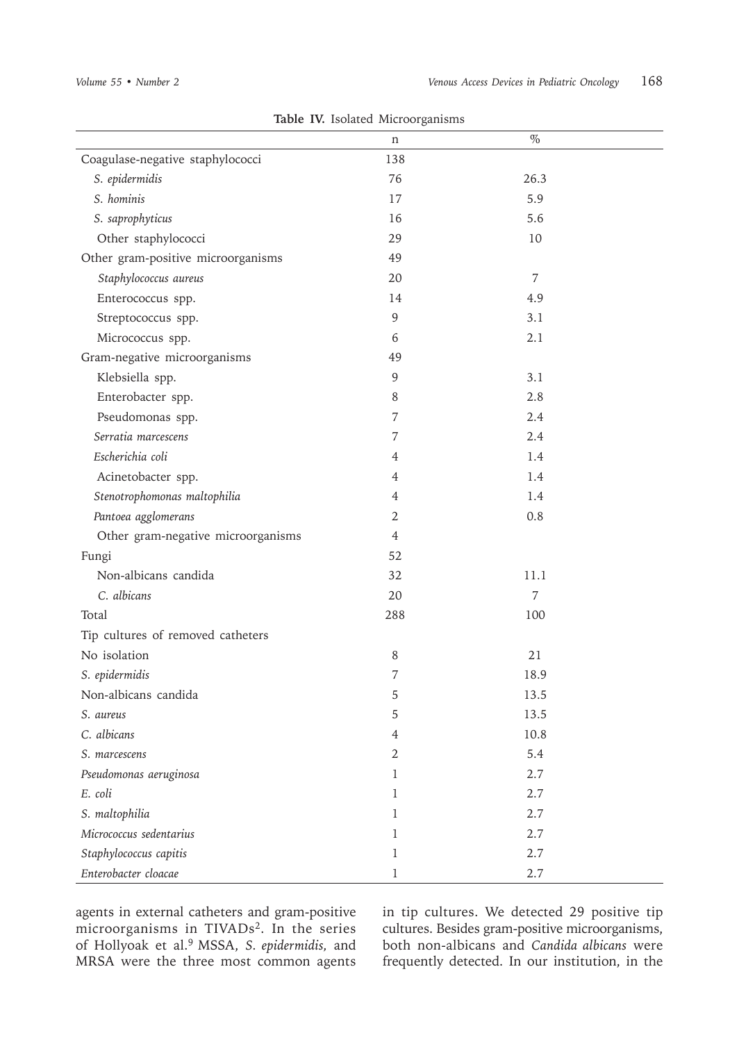**Table IV.** Isolated Microorganisms

| | n | % |
|---|---|---|
| Coagulase-negative staphylococci | 138 | |
| *S. epidermidis* | 76 | 26.3 |
| *S. hominis* | 17 | 5.9 |
| *S. saprophyticus* | 16 | 5.6 |
| Other staphylococci | 29 | 10 |
| Other gram-positive microorganisms | 49 | |
| *Staphylococcus aureus* | 20 | 7 |
| Enterococcus spp. | 14 | 4.9 |
| Streptococcus spp. | 9 | 3.1 |
| Micrococcus spp. | 6 | 2.1 |
| Gram-negative microorganisms | 49 | |
| Klebsiella spp. | 9 | 3.1 |
| Enterobacter spp. | 8 | 2.8 |
| Pseudomonas spp. | 7 | 2.4 |
| *Serratia marcescens* | 7 | 2.4 |
| *Escherichia coli* | 4 | 1.4 |
| Acinetobacter spp. | 4 | 1.4 |
| *Stenotrophomonas maltophilia* | 4 | 1.4 |
| *Pantoea agglomerans* | 2 | 0.8 |
| Other gram-negative microorganisms | 4 | |
| Fungi | 52 | |
| Non-albicans candida | 32 | 11.1 |
| *C. albicans* | 20 | 7 |
| Total | 288 | 100 |
| Tip cultures of removed catheters | | |
| No isolation | 8 | 21 |
| *S. epidermidis* | 7 | 18.9 |
| Non-albicans candida | 5 | 13.5 |
| *S. aureus* | 5 | 13.5 |
| *C. albicans* | 4 | 10.8 |
| *S. marcescens* | 2 | 5.4 |
| *Pseudomonas aeruginosa* | 1 | 2.7 |
| *E. coli* | 1 | 2.7 |
| *S. maltophilia* | 1 | 2.7 |
| *Micrococcus sedentarius* | 1 | 2.7 |
| *Staphylococcus capitis* | 1 | 2.7 |
| *Enterobacter cloacae* | 1 | 2.7 |

agents in external catheters and gram-positive microorganisms in TIVADs[2]. In the series of Hollyoak et al.[9] MSSA, *S. epidermidis,* and MRSA were the three most common agents in tip cultures. We detected 29 positive tip cultures. Besides gram-positive microorganisms, both non-albicans and *Candida albicans* were frequently detected. In our institution, in the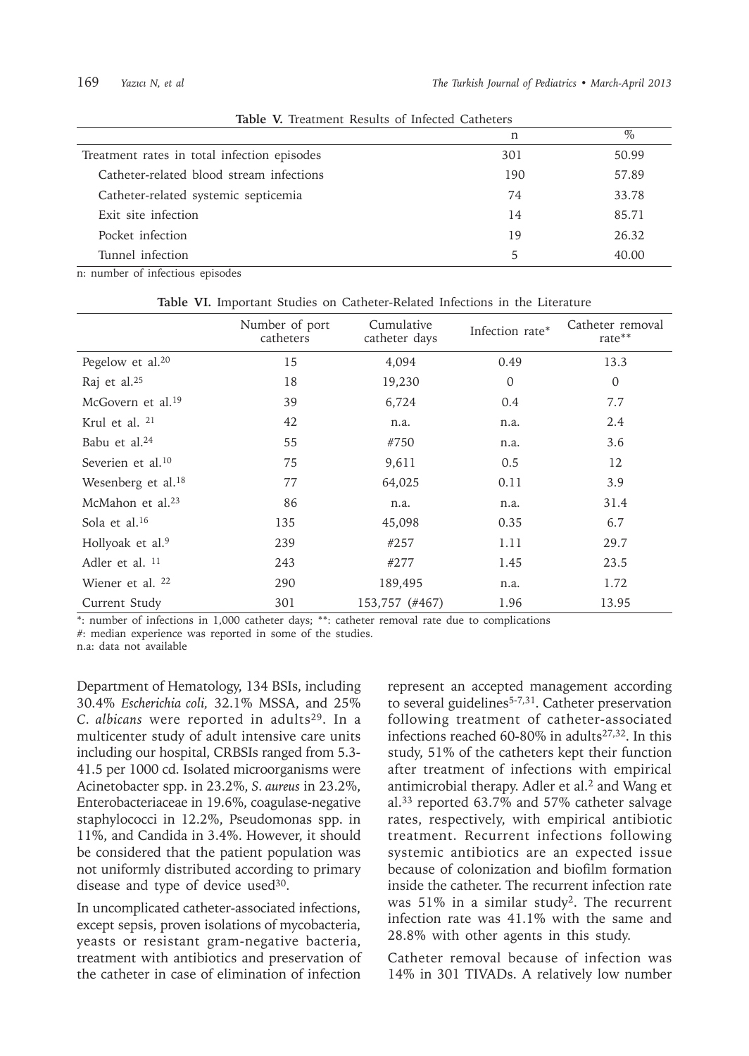**Table V.** Treatment Results of Infected Catheters

| | n | % |
|---|---|---|
| Treatment rates in total infection episodes | 301 | 50.99 |
| Catheter-related blood stream infections | 190 | 57.89 |
| Catheter-related systemic septicemia | 74 | 33.78 |
| Exit site infection | 14 | 85.71 |
| Pocket infection | 19 | 26.32 |
| Tunnel infection | 5 | 40.00 |

n: number of infectious episodes

**Table VI.** Important Studies on Catheter-Related Infections in the Literature

| | Number of port catheters | Cumulative catheter days | Infection rate* | Catheter removal rate** |
|---|---|---|---|---|
| Pegelow et al.[20] | 15 | 4,094 | 0.49 | 13.3 |
| Raj et al.[25] | 18 | 19,230 | 0 | 0 |
| McGovern et al.[19] | 39 | 6,724 | 0.4 | 7.7 |
| Krul et al. [21] | 42 | n.a. | n.a. | 2.4 |
| Babu et al.[24] | 55 | #750 | n.a. | 3.6 |
| Severien et al.[10] | 75 | 9,611 | 0.5 | 12 |
| Wesenberg et al.[18] | 77 | 64,025 | 0.11 | 3.9 |
| McMahon et al.[23] | 86 | n.a. | n.a. | 31.4 |
| Sola et al.[16] | 135 | 45,098 | 0.35 | 6.7 |
| Hollyoak et al.[9] | 239 | #257 | 1.11 | 29.7 |
| Adler et al. [11] | 243 | #277 | 1.45 | 23.5 |
| Wiener et al. [22] | 290 | 189,495 | n.a. | 1.72 |
| Current Study | 301 | 153,757 (#467) | 1.96 | 13.95 |

*: number of infections in 1,000 catheter days; **: catheter removal rate due to complications
#: median experience was reported in some of the studies.
n.a: data not available

Department of Hematology, 134 BSIs, including 30.4% *Escherichia coli,* 32.1% MSSA, and 25% *C. albicans* were reported in adults[29]. In a multicenter study of adult intensive care units including our hospital, CRBSIs ranged from 5.3-41.5 per 1000 cd. Isolated microorganisms were Acinetobacter spp. in 23.2%, *S. aureus* in 23.2%, Enterobacteriaceae in 19.6%, coagulase-negative staphylococci in 12.2%, Pseudomonas spp. in 11%, and Candida in 3.4%. However, it should be considered that the patient population was not uniformly distributed according to primary disease and type of device used[30].

In uncomplicated catheter-associated infections, except sepsis, proven isolations of mycobacteria, yeasts or resistant gram-negative bacteria, treatment with antibiotics and preservation of the catheter in case of elimination of infection represent an accepted management according to several guidelines[5-7,31]. Catheter preservation following treatment of catheter-associated infections reached 60-80% in adults[27,32]. In this study, 51% of the catheters kept their function after treatment of infections with empirical antimicrobial therapy. Adler et al.[2] and Wang et al.[33] reported 63.7% and 57% catheter salvage rates, respectively, with empirical antibiotic treatment. Recurrent infections following systemic antibiotics are an expected issue because of colonization and biofilm formation inside the catheter. The recurrent infection rate was 51% in a similar study[2]. The recurrent infection rate was 41.1% with the same and 28.8% with other agents in this study.

Catheter removal because of infection was 14% in 301 TIVADs. A relatively low number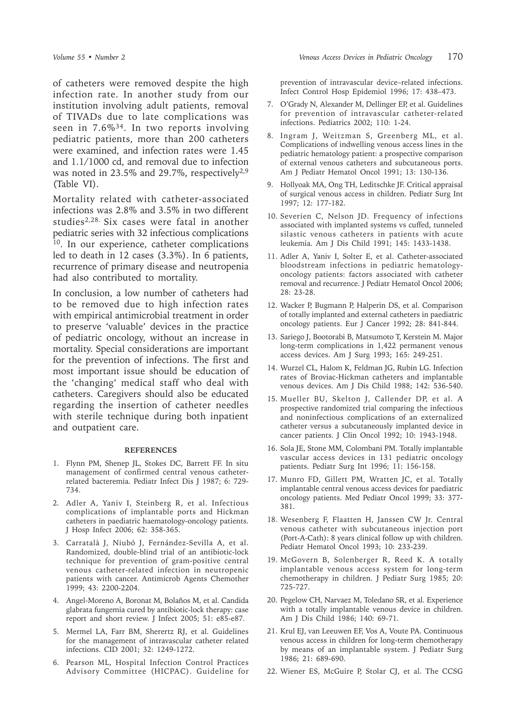of catheters were removed despite the high infection rate. In another study from our institution involving adult patients, removal of TIVADs due to late complications was seen in 7.6%[34]. In two reports involving pediatric patients, more than 200 catheters were examined, and infection rates were 1.45 and 1.1/1000 cd, and removal due to infection was noted in 23.5% and 29.7%, respectively[2,9] (Table VI).

Mortality related with catheter-associated infections was 2.8% and 3.5% in two different studies[2,28]. Six cases were fatal in another pediatric series with 32 infectious complications [10]. In our experience, catheter complications led to death in 12 cases (3.3%). In 6 patients, recurrence of primary disease and neutropenia had also contributed to mortality.

In conclusion, a low number of catheters had to be removed due to high infection rates with empirical antimicrobial treatment in order to preserve 'valuable' devices in the practice of pediatric oncology, without an increase in mortality. Special considerations are important for the prevention of infections. The first and most important issue should be education of the 'changing' medical staff who deal with catheters. Caregivers should also be educated regarding the insertion of catheter needles with sterile technique during both inpatient and outpatient care.

## REFERENCES

1. Flynn PM, Shenep JL, Stokes DC, Barrett FF. In situ management of confirmed central venous catheter-related bacteremia. Pediatr Infect Dis J 1987; 6: 729-734.
2. Adler A, Yaniv I, Steinberg R, et al. Infectious complications of implantable ports and Hickman catheters in paediatric haematology-oncology patients. J Hosp Infect 2006; 62: 358-365.
3. Carratalà J, Niubó J, Fernández-Sevilla A, et al. Randomized, double-blind trial of an antibiotic-lock technique for prevention of gram-positive central venous catheter-related infection in neutropenic patients with cancer. Antimicrob Agents Chemother 1999; 43: 2200-2204.
4. Angel-Moreno A, Boronat M, Bolaños M, et al. Candida glabrata fungemia cured by antibiotic-lock therapy: case report and short review. J Infect 2005; 51: e85-e87.
5. Mermel LA, Farr BM, Sherertz RJ, et al. Guidelines for the management of intravascular catheter related infections. CID 2001; 32: 1249-1272.
6. Pearson ML, Hospital Infection Control Practices Advisory Committee (HICPAC). Guideline for prevention of intravascular device–related infections. Infect Control Hosp Epidemiol 1996; 17: 438–473.
7. O'Grady N, Alexander M, Dellinger EP, et al. Guidelines for prevention of intravascular catheter-related infections. Pediatrics 2002; 110: 1-24.
8. Ingram J, Weitzman S, Greenberg ML, et al. Complications of indwelling venous access lines in the pediatric hematology patient: a prospective comparison of external venous catheters and subcutaneous ports. Am J Pediatr Hematol Oncol 1991; 13: 130-136.
9. Hollyoak MA, Ong TH, Leditschke JF. Critical appraisal of surgical venous access in children. Pediatr Surg Int 1997; 12: 177-182.
10. Severien C, Nelson JD. Frequency of infections associated with implanted systems vs cuffed, tunneled silastic venous catheters in patients with acute leukemia. Am J Dis Child 1991; 145: 1433-1438.
11. Adler A, Yaniv I, Solter E, et al. Catheter-associated bloodstream infections in pediatric hematology-oncology patients: factors associated with catheter removal and recurrence. J Pediatr Hematol Oncol 2006; 28: 23-28.
12. Wacker P, Bugmann P, Halperin DS, et al. Comparison of totally implanted and external catheters in paediatric oncology patients. Eur J Cancer 1992; 28: 841-844.
13. Sariego J, Bootorabi B, Matsumoto T, Kerstein M. Major long-term complications in 1,422 permanent venous access devices. Am J Surg 1993; 165: 249-251.
14. Wurzel CL, Halom K, Feldman JG, Rubin LG. Infection rates of Broviac-Hickman catheters and implantable venous devices. Am J Dis Child 1988; 142: 536-540.
15. Mueller BU, Skelton J, Callender DP, et al. A prospective randomized trial comparing the infectious and noninfectious complications of an externalized catheter versus a subcutaneously implanted device in cancer patients. J Clin Oncol 1992; 10: 1943-1948.
16. Sola JE, Stone MM, Colombani PM. Totally implantable vascular access devices in 131 pediatric oncology patients. Pediatr Surg Int 1996; 11: 156-158.
17. Munro FD, Gillett PM, Wratten JC, et al. Totally implantable central venous access devices for paediatric oncology patients. Med Pediatr Oncol 1999; 33: 377-381.
18. Wesenberg F, Flaatten H, Janssen CW Jr. Central venous catheter with subcutaneous injection port (Port-A-Cath): 8 years clinical follow up with children. Pediatr Hematol Oncol 1993; 10: 233-239.
19. McGovern B, Solenberger R, Reed K. A totally implantable venous access system for long-term chemotherapy in children. J Pediatr Surg 1985; 20: 725-727.
20. Pegelow CH, Narvaez M, Toledano SR, et al. Experience with a totally implantable venous device in children. Am J Dis Child 1986; 140: 69-71.
21. Krul EJ, van Leeuwen EF, Vos A, Voute PA. Continuous venous access in children for long-term chemotherapy by means of an implantable system. J Pediatr Surg 1986; 21: 689-690.
22. Wiener ES, McGuire P, Stolar CJ, et al. The CCSG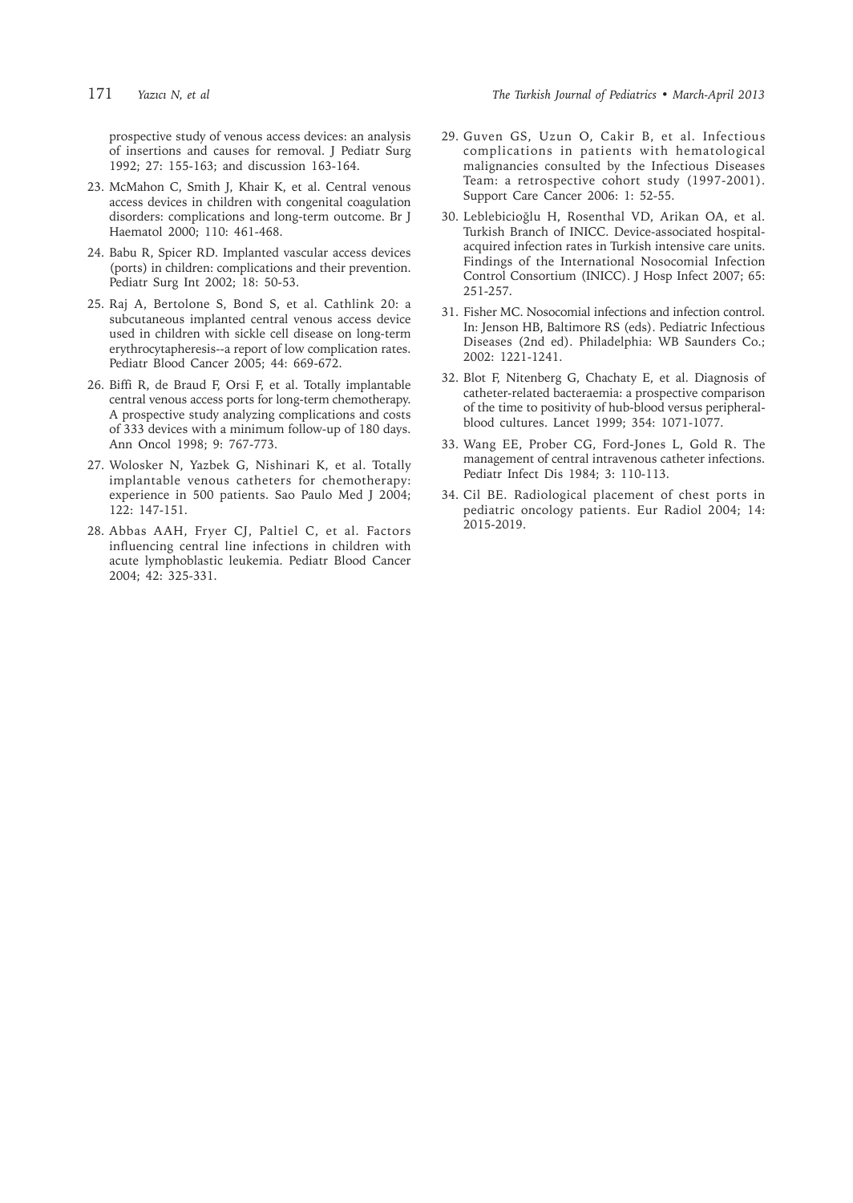prospective study of venous access devices: an analysis of insertions and causes for removal. J Pediatr Surg 1992; 27: 155-163; and discussion 163-164.

23. McMahon C, Smith J, Khair K, et al. Central venous access devices in children with congenital coagulation disorders: complications and long-term outcome. Br J Haematol 2000; 110: 461-468.
24. Babu R, Spicer RD. Implanted vascular access devices (ports) in children: complications and their prevention. Pediatr Surg Int 2002; 18: 50-53.
25. Raj A, Bertolone S, Bond S, et al. Cathlink 20: a subcutaneous implanted central venous access device used in children with sickle cell disease on long-term erythrocytapheresis--a report of low complication rates. Pediatr Blood Cancer 2005; 44: 669-672.
26. Biffi R, de Braud F, Orsi F, et al. Totally implantable central venous access ports for long-term chemotherapy. A prospective study analyzing complications and costs of 333 devices with a minimum follow-up of 180 days. Ann Oncol 1998; 9: 767-773.
27. Wolosker N, Yazbek G, Nishinari K, et al. Totally implantable venous catheters for chemotherapy: experience in 500 patients. Sao Paulo Med J 2004; 122: 147-151.
28. Abbas AAH, Fryer CJ, Paltiel C, et al. Factors influencing central line infections in children with acute lymphoblastic leukemia. Pediatr Blood Cancer 2004; 42: 325-331.
29. Guven GS, Uzun O, Cakir B, et al. Infectious complications in patients with hematological malignancies consulted by the Infectious Diseases Team: a retrospective cohort study (1997-2001). Support Care Cancer 2006: 1: 52-55.
30. Leblebicioğlu H, Rosenthal VD, Arikan OA, et al. Turkish Branch of INICC. Device-associated hospital-acquired infection rates in Turkish intensive care units. Findings of the International Nosocomial Infection Control Consortium (INICC). J Hosp Infect 2007; 65: 251-257.
31. Fisher MC. Nosocomial infections and infection control. In: Jenson HB, Baltimore RS (eds). Pediatric Infectious Diseases (2nd ed). Philadelphia: WB Saunders Co.; 2002: 1221-1241.
32. Blot F, Nitenberg G, Chachaty E, et al. Diagnosis of catheter-related bacteraemia: a prospective comparison of the time to positivity of hub-blood versus peripheral-blood cultures. Lancet 1999; 354: 1071-1077.
33. Wang EE, Prober CG, Ford-Jones L, Gold R. The management of central intravenous catheter infections. Pediatr Infect Dis 1984; 3: 110-113.
34. Cil BE. Radiological placement of chest ports in pediatric oncology patients. Eur Radiol 2004; 14: 2015-2019.